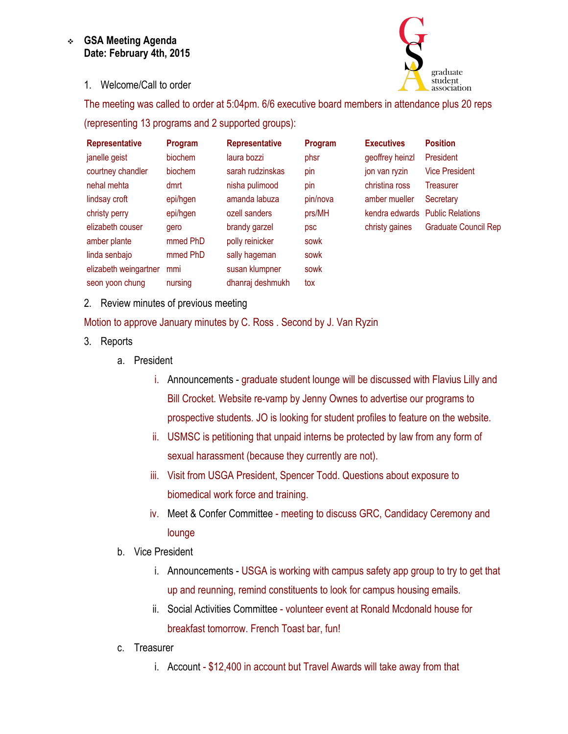- **GSA Meeting Agenda**
  **Date: February 4th, 2015**

1. Welcome/Call to order

The meeting was called to order at 5:04pm. 6/6 executive board members in attendance plus 20 reps (representing 13 programs and 2 supported groups):

| Representative | Program | Representative | Program | Executives | Position |
|---|---|---|---|---|---|
| janelle geist | biochem | laura bozzi | phsr | geoffrey heinzl | President |
| courtney chandler | biochem | sarah rudzinskas | pin | jon van ryzin | Vice President |
| nehal mehta | dmrt | nisha pulimood | pin | christina ross | Treasurer |
| lindsay croft | epi/hgen | amanda labuza | pin/nova | amber mueller | Secretary |
| christy perry | epi/hgen | ozell sanders | prs/MH | kendra edwards | Public Relations |
| elizabeth couser | gero | brandy garzel | psc | christy gaines | Graduate Council Rep |
| amber plante | mmed PhD | polly reinicker | sowk | | |
| linda senbajo | mmed PhD | sally hageman | sowk | | |
| elizabeth weingartner | mmi | susan klumpner | sowk | | |
| seon yoon chung | nursing | dhanraj deshmukh | tox | | |

2. Review minutes of previous meeting

Motion to approve January minutes by C. Ross . Second by J. Van Ryzin

3. Reports
   a. President
      i. Announcements - graduate student lounge will be discussed with Flavius Lilly and Bill Crocket. Website re-vamp by Jenny Ownes to advertise our programs to prospective students. JO is looking for student profiles to feature on the website.
      ii. USMSC is petitioning that unpaid interns be protected by law from any form of sexual harassment (because they currently are not).
      iii. Visit from USGA President, Spencer Todd. Questions about exposure to biomedical work force and training.
      iv. Meet & Confer Committee - meeting to discuss GRC, Candidacy Ceremony and lounge
   b. Vice President
      i. Announcements - USGA is working with campus safety app group to try to get that up and reunning, remind constituents to look for campus housing emails.
      ii. Social Activities Committee - volunteer event at Ronald Mcdonald house for breakfast tomorrow. French Toast bar, fun!
   c. Treasurer
      i. Account - $12,400 in account but Travel Awards will take away from that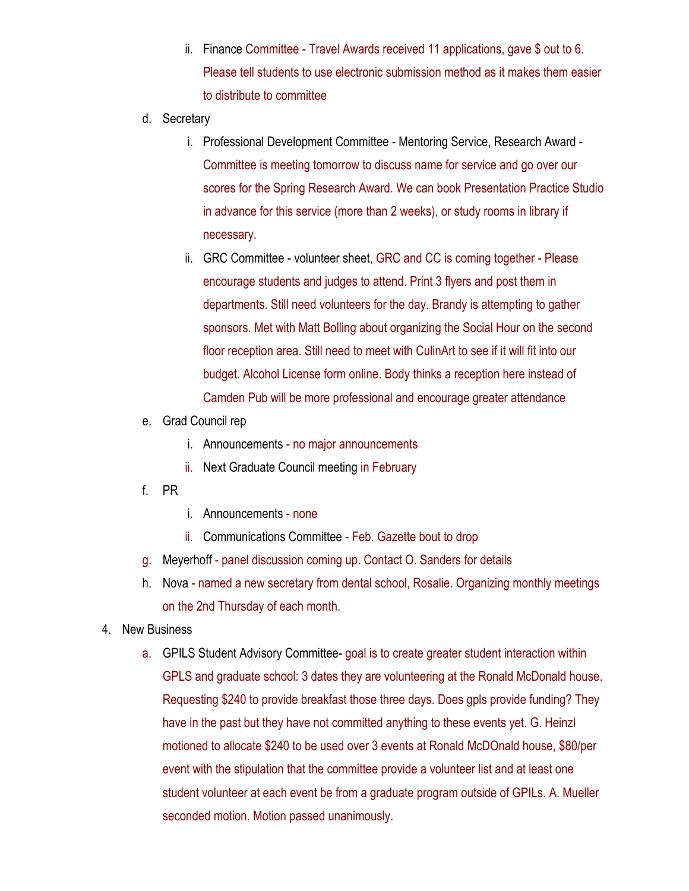- ii. Finance Committee - Travel Awards received 11 applications, gave $ out to 6. Please tell students to use electronic submission method as it makes them easier to distribute to committee

- d. Secretary
   - i. Professional Development Committee - Mentoring Service, Research Award - Committee is meeting tomorrow to discuss name for service and go over our scores for the Spring Research Award. We can book Presentation Practice Studio in advance for this service (more than 2 weeks), or study rooms in library if necessary.
   - ii. GRC Committee - volunteer sheet, GRC and CC is coming together - Please encourage students and judges to attend. Print 3 flyers and post them in departments. Still need volunteers for the day. Brandy is attempting to gather sponsors. Met with Matt Bolling about organizing the Social Hour on the second floor reception area. Still need to meet with CulinArt to see if it will fit into our budget. Alcohol License form online. Body thinks a reception here instead of Camden Pub will be more professional and encourage greater attendance
- e. Grad Council rep
   - i. Announcements - no major announcements
   - ii. Next Graduate Council meeting in February
- f. PR
   - i. Announcements - none
   - ii. Communications Committee - Feb. Gazette bout to drop
- g. Meyerhoff - panel discussion coming up. Contact O. Sanders for details
- h. Nova - named a new secretary from dental school, Rosalie. Organizing monthly meetings on the 2nd Thursday of each month.

4. New Business
   - a. GPILS Student Advisory Committee- goal is to create greater student interaction within GPLS and graduate school: 3 dates they are volunteering at the Ronald McDonald house. Requesting $240 to provide breakfast those three days. Does gpls provide funding? They have in the past but they have not committed anything to these events yet. G. Heinzl motioned to allocate $240 to be used over 3 events at Ronald McDOnald house, $80/per event with the stipulation that the committee provide a volunteer list and at least one student volunteer at each event be from a graduate program outside of GPILs. A. Mueller seconded motion. Motion passed unanimously.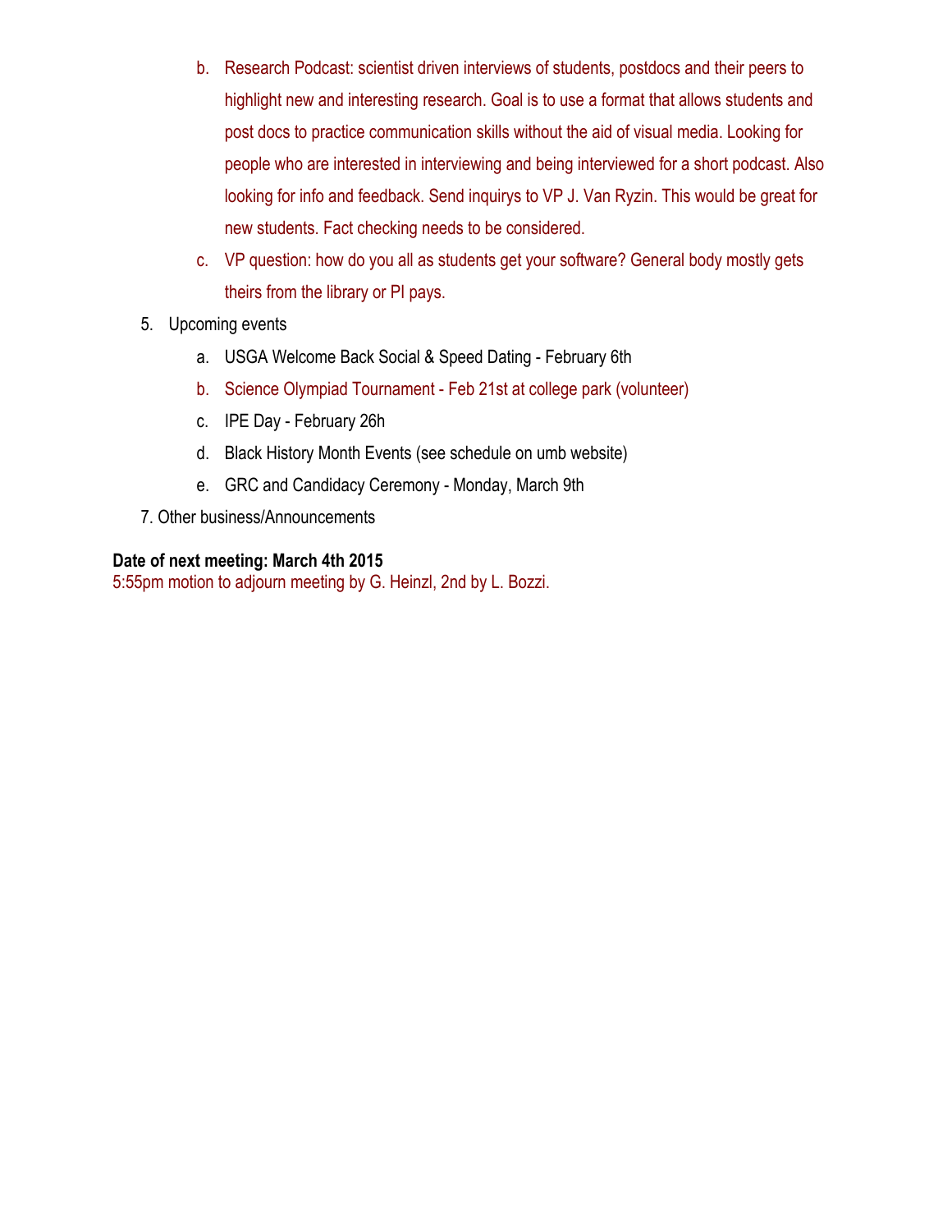b. Research Podcast: scientist driven interviews of students, postdocs and their peers to highlight new and interesting research. Goal is to use a format that allows students and post docs to practice communication skills without the aid of visual media. Looking for people who are interested in interviewing and being interviewed for a short podcast. Also looking for info and feedback. Send inquirys to VP J. Van Ryzin. This would be great for new students. Fact checking needs to be considered.
   c. VP question: how do you all as students get your software? General body mostly gets theirs from the library or PI pays.

5. Upcoming events
   a. USGA Welcome Back Social & Speed Dating - February 6th
   b. Science Olympiad Tournament - Feb 21st at college park (volunteer)
   c. IPE Day - February 26h
   d. Black History Month Events (see schedule on umb website)
   e. GRC and Candidacy Ceremony - Monday, March 9th

7. Other business/Announcements

**Date of next meeting: March 4th 2015**

5:55pm motion to adjourn meeting by G. Heinzl, 2nd by L. Bozzi.